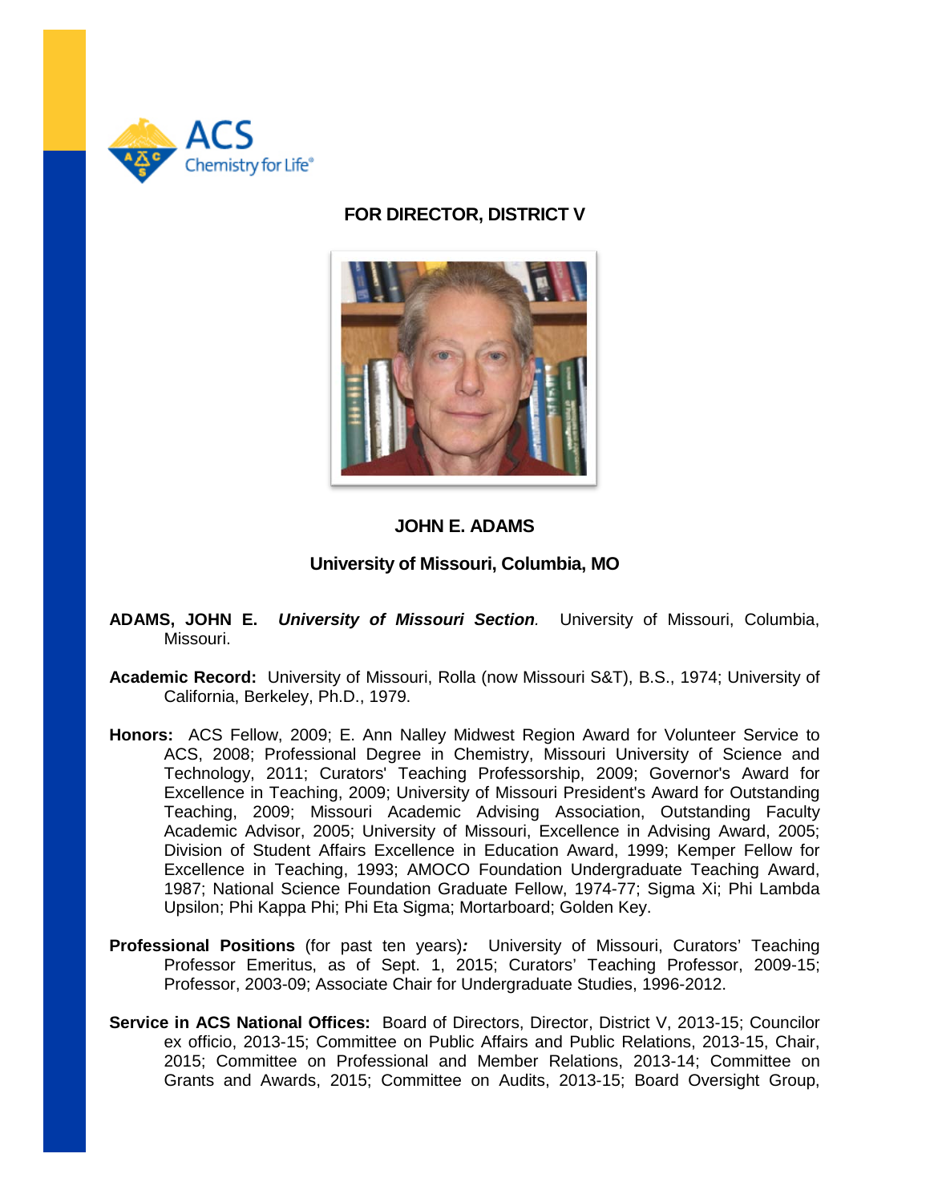## FOR DIRECTOR, DISTRICT V

**JOHN E. ADAMS**

**University of Missouri, Columbia, MO**

**ADAMS, JOHN E.** ***University of Missouri Section.*** University of Missouri, Columbia, Missouri.

**Academic Record:** University of Missouri, Rolla (now Missouri S&T), B.S., 1974; University of California, Berkeley, Ph.D., 1979.

**Honors:** ACS Fellow, 2009; E. Ann Nalley Midwest Region Award for Volunteer Service to ACS, 2008; Professional Degree in Chemistry, Missouri University of Science and Technology, 2011; Curators' Teaching Professorship, 2009; Governor's Award for Excellence in Teaching, 2009; University of Missouri President's Award for Outstanding Teaching, 2009; Missouri Academic Advising Association, Outstanding Faculty Academic Advisor, 2005; University of Missouri, Excellence in Advising Award, 2005; Division of Student Affairs Excellence in Education Award, 1999; Kemper Fellow for Excellence in Teaching, 1993; AMOCO Foundation Undergraduate Teaching Award, 1987; National Science Foundation Graduate Fellow, 1974-77; Sigma Xi; Phi Lambda Upsilon; Phi Kappa Phi; Phi Eta Sigma; Mortarboard; Golden Key.

**Professional Positions** (for past ten years)***:*** University of Missouri, Curators' Teaching Professor Emeritus, as of Sept. 1, 2015; Curators' Teaching Professor, 2009-15; Professor, 2003-09; Associate Chair for Undergraduate Studies, 1996-2012.

**Service in ACS National Offices:** Board of Directors, Director, District V, 2013-15; Councilor ex officio, 2013-15; Committee on Public Affairs and Public Relations, 2013-15, Chair, 2015; Committee on Professional and Member Relations, 2013-14; Committee on Grants and Awards, 2015; Committee on Audits, 2013-15; Board Oversight Group,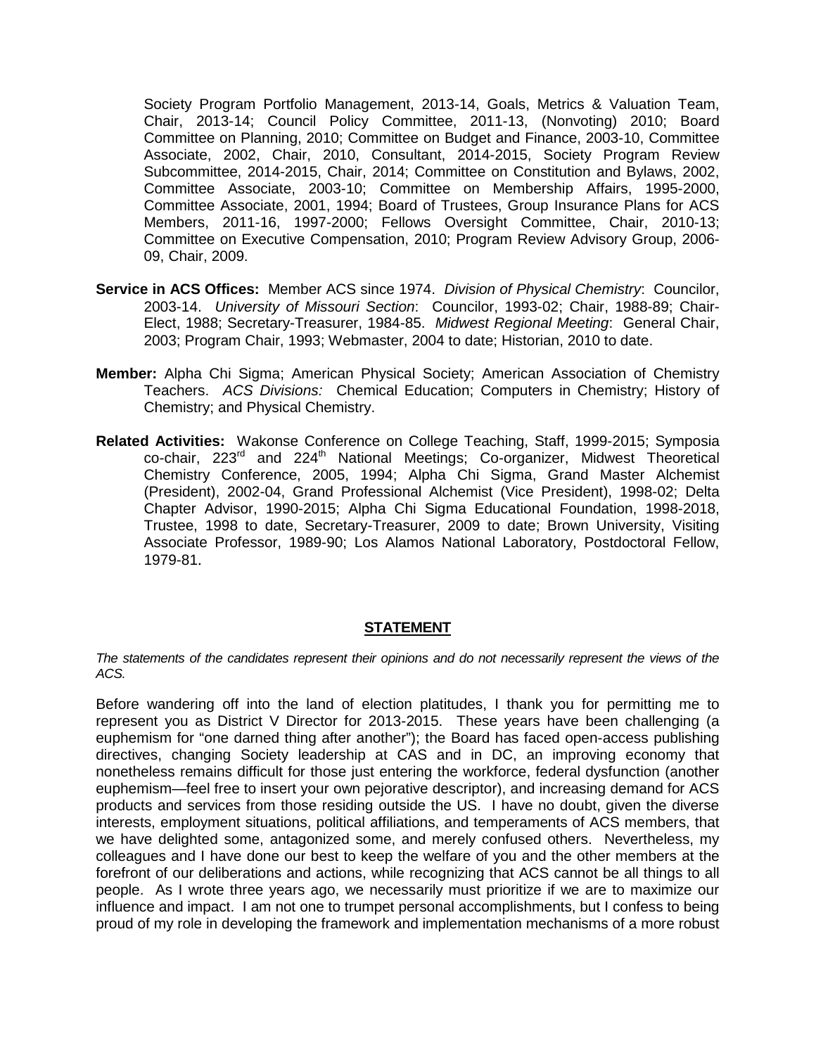Society Program Portfolio Management, 2013-14, Goals, Metrics & Valuation Team, Chair, 2013-14; Council Policy Committee, 2011-13, (Nonvoting) 2010; Board Committee on Planning, 2010; Committee on Budget and Finance, 2003-10, Committee Associate, 2002, Chair, 2010, Consultant, 2014-2015, Society Program Review Subcommittee, 2014-2015, Chair, 2014; Committee on Constitution and Bylaws, 2002, Committee Associate, 2003-10; Committee on Membership Affairs, 1995-2000, Committee Associate, 2001, 1994; Board of Trustees, Group Insurance Plans for ACS Members, 2011-16, 1997-2000; Fellows Oversight Committee, Chair, 2010-13; Committee on Executive Compensation, 2010; Program Review Advisory Group, 2006-09, Chair, 2009.

**Service in ACS Offices:** Member ACS since 1974. *Division of Physical Chemistry*: Councilor, 2003-14. *University of Missouri Section*: Councilor, 1993-02; Chair, 1988-89; Chair-Elect, 1988; Secretary-Treasurer, 1984-85. *Midwest Regional Meeting*: General Chair, 2003; Program Chair, 1993; Webmaster, 2004 to date; Historian, 2010 to date.

**Member:** Alpha Chi Sigma; American Physical Society; American Association of Chemistry Teachers. *ACS Divisions:* Chemical Education; Computers in Chemistry; History of Chemistry; and Physical Chemistry.

**Related Activities:** Wakonse Conference on College Teaching, Staff, 1999-2015; Symposia co-chair, 223rd and 224th National Meetings; Co-organizer, Midwest Theoretical Chemistry Conference, 2005, 1994; Alpha Chi Sigma, Grand Master Alchemist (President), 2002-04, Grand Professional Alchemist (Vice President), 1998-02; Delta Chapter Advisor, 1990-2015; Alpha Chi Sigma Educational Foundation, 1998-2018, Trustee, 1998 to date, Secretary-Treasurer, 2009 to date; Brown University, Visiting Associate Professor, 1989-90; Los Alamos National Laboratory, Postdoctoral Fellow, 1979-81.

## STATEMENT

*The statements of the candidates represent their opinions and do not necessarily represent the views of the ACS.*

Before wandering off into the land of election platitudes, I thank you for permitting me to represent you as District V Director for 2013-2015. These years have been challenging (a euphemism for "one darned thing after another"); the Board has faced open-access publishing directives, changing Society leadership at CAS and in DC, an improving economy that nonetheless remains difficult for those just entering the workforce, federal dysfunction (another euphemism—feel free to insert your own pejorative descriptor), and increasing demand for ACS products and services from those residing outside the US. I have no doubt, given the diverse interests, employment situations, political affiliations, and temperaments of ACS members, that we have delighted some, antagonized some, and merely confused others. Nevertheless, my colleagues and I have done our best to keep the welfare of you and the other members at the forefront of our deliberations and actions, while recognizing that ACS cannot be all things to all people. As I wrote three years ago, we necessarily must prioritize if we are to maximize our influence and impact. I am not one to trumpet personal accomplishments, but I confess to being proud of my role in developing the framework and implementation mechanisms of a more robust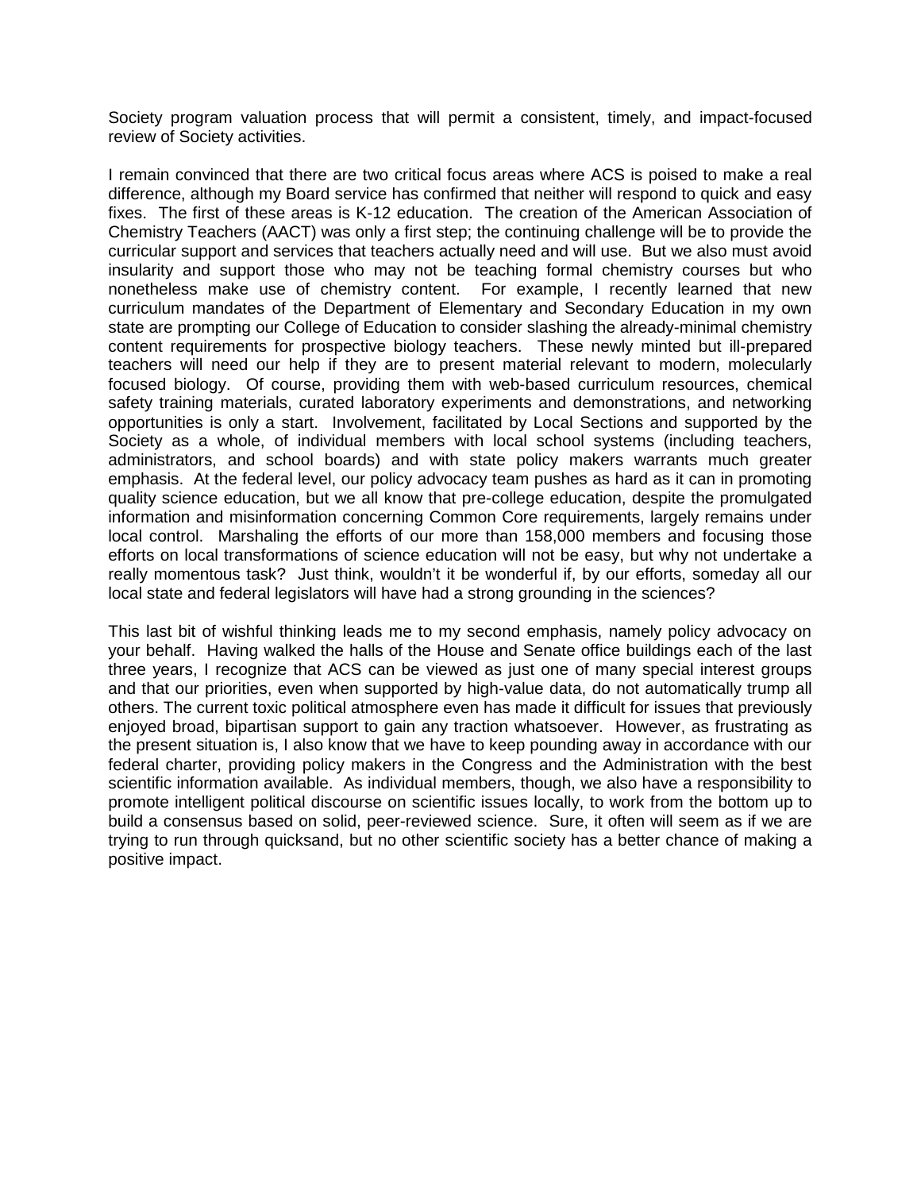Society program valuation process that will permit a consistent, timely, and impact-focused review of Society activities.

I remain convinced that there are two critical focus areas where ACS is poised to make a real difference, although my Board service has confirmed that neither will respond to quick and easy fixes. The first of these areas is K-12 education. The creation of the American Association of Chemistry Teachers (AACT) was only a first step; the continuing challenge will be to provide the curricular support and services that teachers actually need and will use. But we also must avoid insularity and support those who may not be teaching formal chemistry courses but who nonetheless make use of chemistry content. For example, I recently learned that new curriculum mandates of the Department of Elementary and Secondary Education in my own state are prompting our College of Education to consider slashing the already-minimal chemistry content requirements for prospective biology teachers. These newly minted but ill-prepared teachers will need our help if they are to present material relevant to modern, molecularly focused biology. Of course, providing them with web-based curriculum resources, chemical safety training materials, curated laboratory experiments and demonstrations, and networking opportunities is only a start. Involvement, facilitated by Local Sections and supported by the Society as a whole, of individual members with local school systems (including teachers, administrators, and school boards) and with state policy makers warrants much greater emphasis. At the federal level, our policy advocacy team pushes as hard as it can in promoting quality science education, but we all know that pre-college education, despite the promulgated information and misinformation concerning Common Core requirements, largely remains under local control. Marshaling the efforts of our more than 158,000 members and focusing those efforts on local transformations of science education will not be easy, but why not undertake a really momentous task? Just think, wouldn't it be wonderful if, by our efforts, someday all our local state and federal legislators will have had a strong grounding in the sciences?

This last bit of wishful thinking leads me to my second emphasis, namely policy advocacy on your behalf. Having walked the halls of the House and Senate office buildings each of the last three years, I recognize that ACS can be viewed as just one of many special interest groups and that our priorities, even when supported by high-value data, do not automatically trump all others. The current toxic political atmosphere even has made it difficult for issues that previously enjoyed broad, bipartisan support to gain any traction whatsoever. However, as frustrating as the present situation is, I also know that we have to keep pounding away in accordance with our federal charter, providing policy makers in the Congress and the Administration with the best scientific information available. As individual members, though, we also have a responsibility to promote intelligent political discourse on scientific issues locally, to work from the bottom up to build a consensus based on solid, peer-reviewed science. Sure, it often will seem as if we are trying to run through quicksand, but no other scientific society has a better chance of making a positive impact.